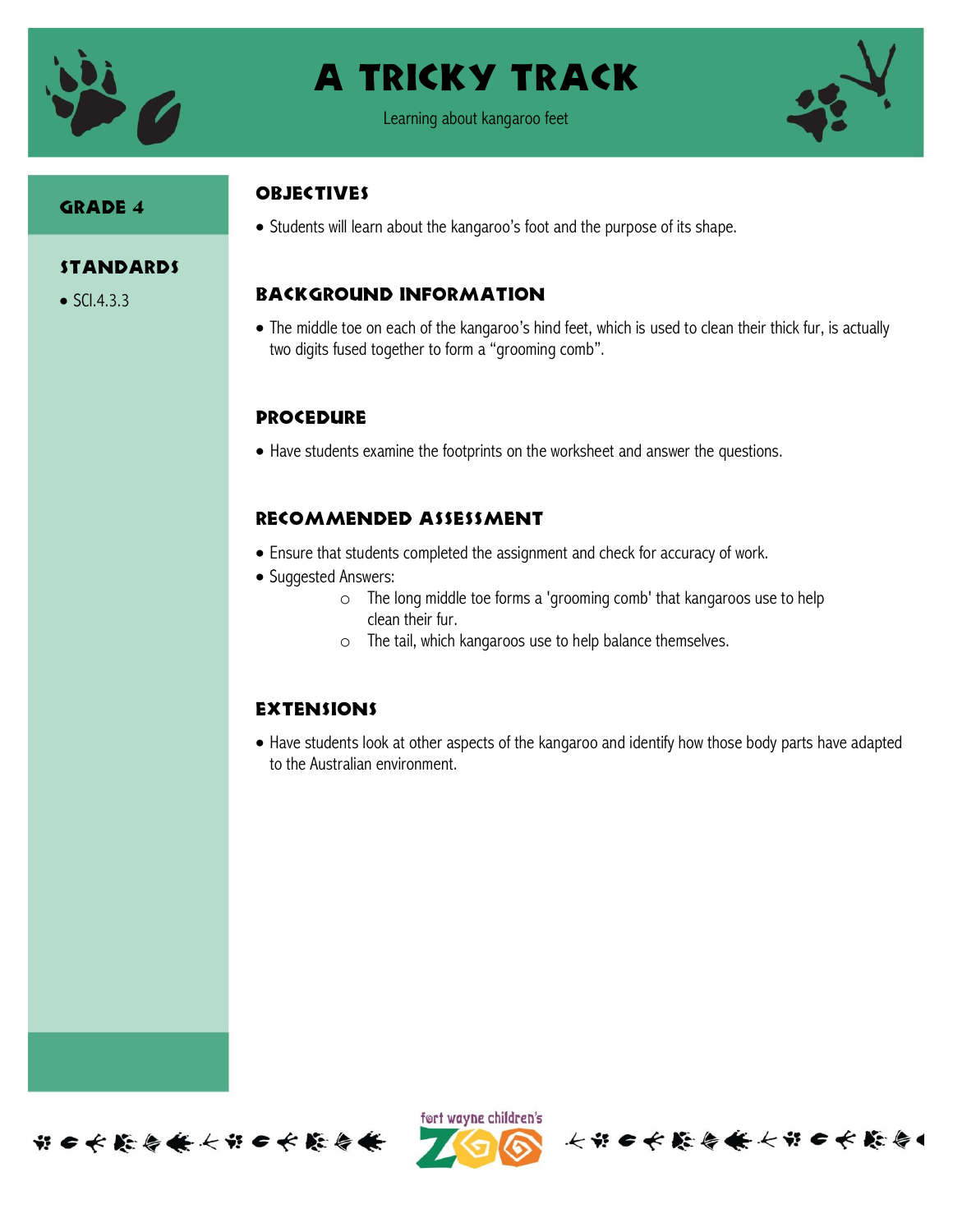# A Tricky Track

Learning about kangaroo feet

## Grade 4

## Standards

- SCI.4.3.3

## Objectives

- Students will learn about the kangaroo's foot and the purpose of its shape.

## Background Information

- The middle toe on each of the kangaroo's hind feet, which is used to clean their thick fur, is actually two digits fused together to form a "grooming comb".

## Procedure

- Have students examine the footprints on the worksheet and answer the questions.

## Recommended Assessment

- Ensure that students completed the assignment and check for accuracy of work.
- Suggested Answers:
  - The long middle toe forms a 'grooming comb' that kangaroos use to help clean their fur.
  - The tail, which kangaroos use to help balance themselves.

## Extensions

- Have students look at other aspects of the kangaroo and identify how those body parts have adapted to the Australian environment.

fort wayne children's ZOO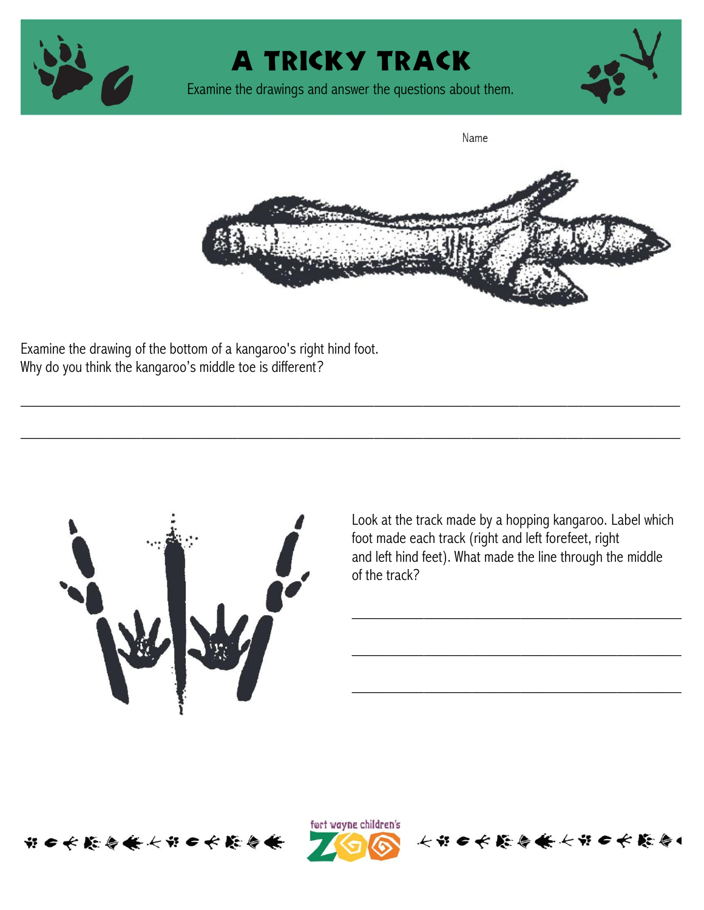# A TRICKY TRACK

Examine the drawings and answer the questions about them.

Name

Examine the drawing of the bottom of a kangaroo's right hind foot.
Why do you think the kangaroo's middle toe is different?

_______________________________________________________________________________

_______________________________________________________________________________

Look at the track made by a hopping kangaroo. Label which foot made each track (right and left forefeet, right and left hind feet). What made the line through the middle of the track?

_______________________________________

_______________________________________

_______________________________________

fort wayne children's ZOO